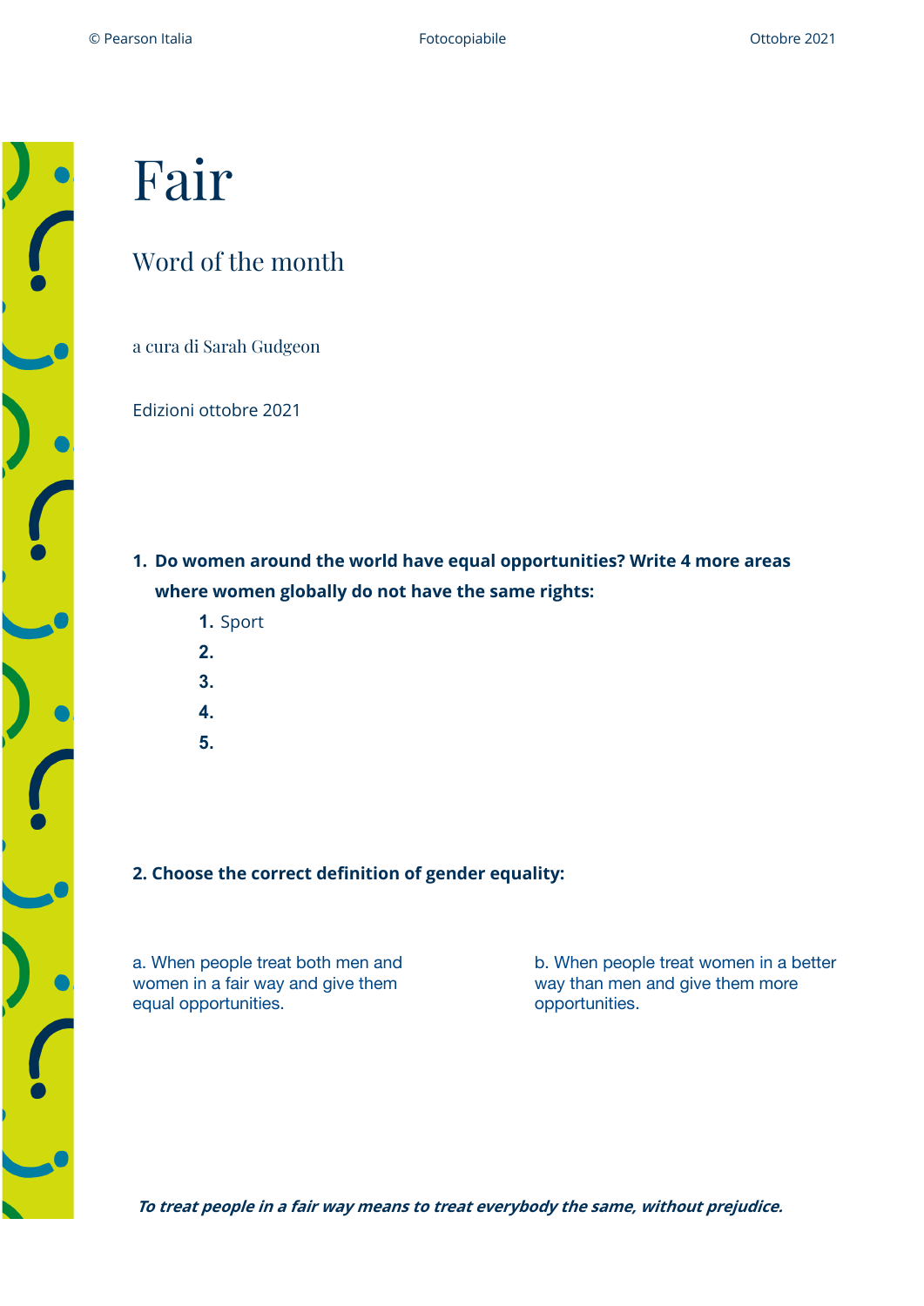# Fair

## Word of the month

a cura di Sarah Gudgeon

Edizioni ottobre 2021

1. **Do women around the world have equal opportunities? Write 4 more areas where women globally do not have the same rights:**
    1. Sport
    2. 
    3. 
    4. 
    5. 

**2. Choose the correct definition of gender equality:**

a. When people treat both men and women in a fair way and give them equal opportunities.

b. When people treat women in a better way than men and give them more opportunities.

***To treat people in a fair way means to treat everybody the same, without prejudice.***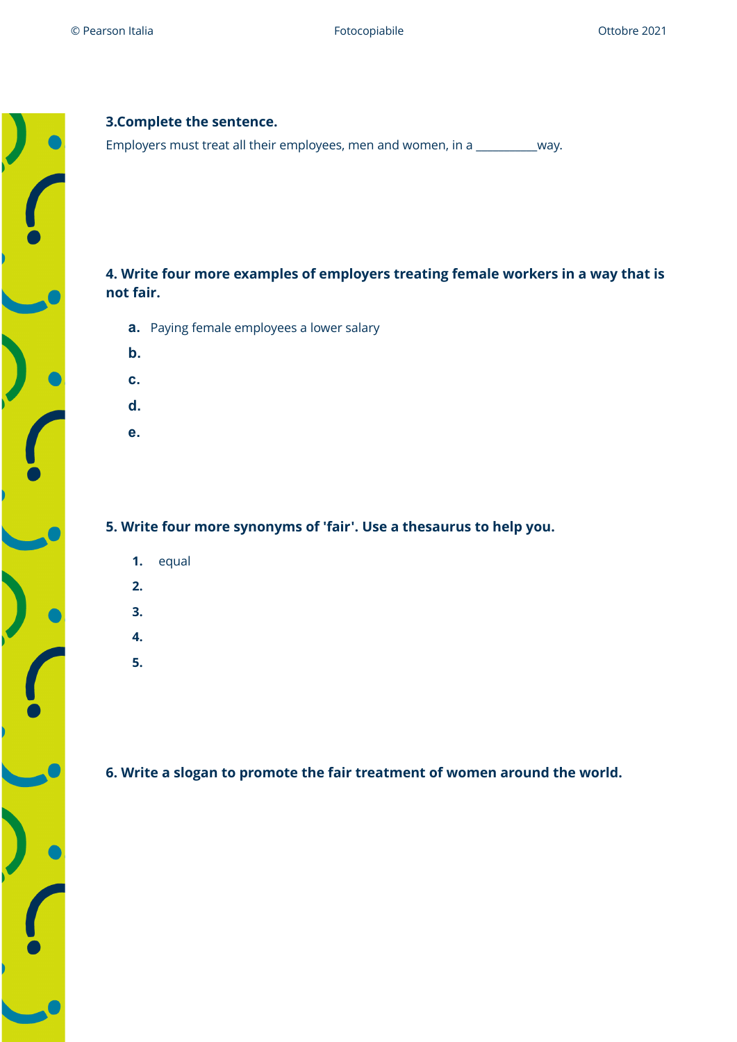**3.Complete the sentence.**

Employers must treat all their employees, men and women, in a __________way.

**4. Write four more examples of employers treating female workers in a way that is not fair.**

a. Paying female employees a lower salary

b.

c.

d.

e.

**5. Write four more synonyms of 'fair'. Use a thesaurus to help you.**

1. equal
2.
3.
4.
5.

**6. Write a slogan to promote the fair treatment of women around the world.**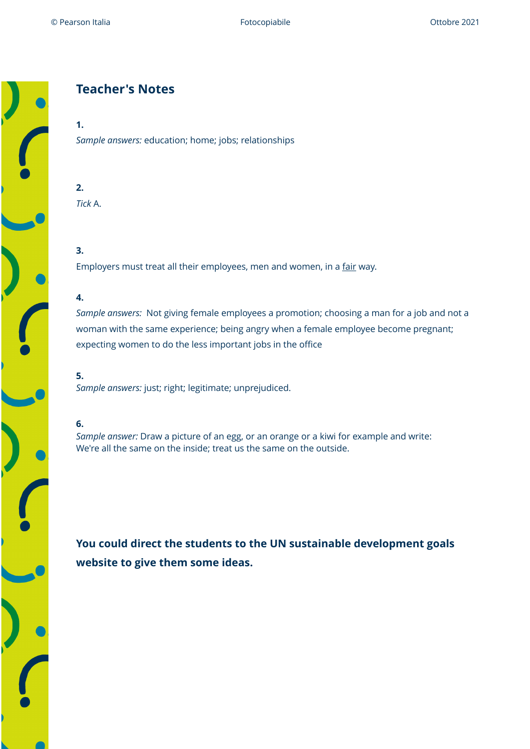## Teacher's Notes

**1.**

*Sample answers:* education; home; jobs; relationships

**2.**

*Tick* A.

**3.**

Employers must treat all their employees, men and women, in a <u>fair</u> way.

**4.**

*Sample answers:* Not giving female employees a promotion; choosing a man for a job and not a woman with the same experience; being angry when a female employee become pregnant; expecting women to do the less important jobs in the office

**5.**

*Sample answers:* just; right; legitimate; unprejudiced.

**6.**

*Sample answer:* Draw a picture of an egg, or an orange or a kiwi for example and write:
We're all the same on the inside; treat us the same on the outside.

**You could direct the students to the UN sustainable development goals website to give them some ideas.**